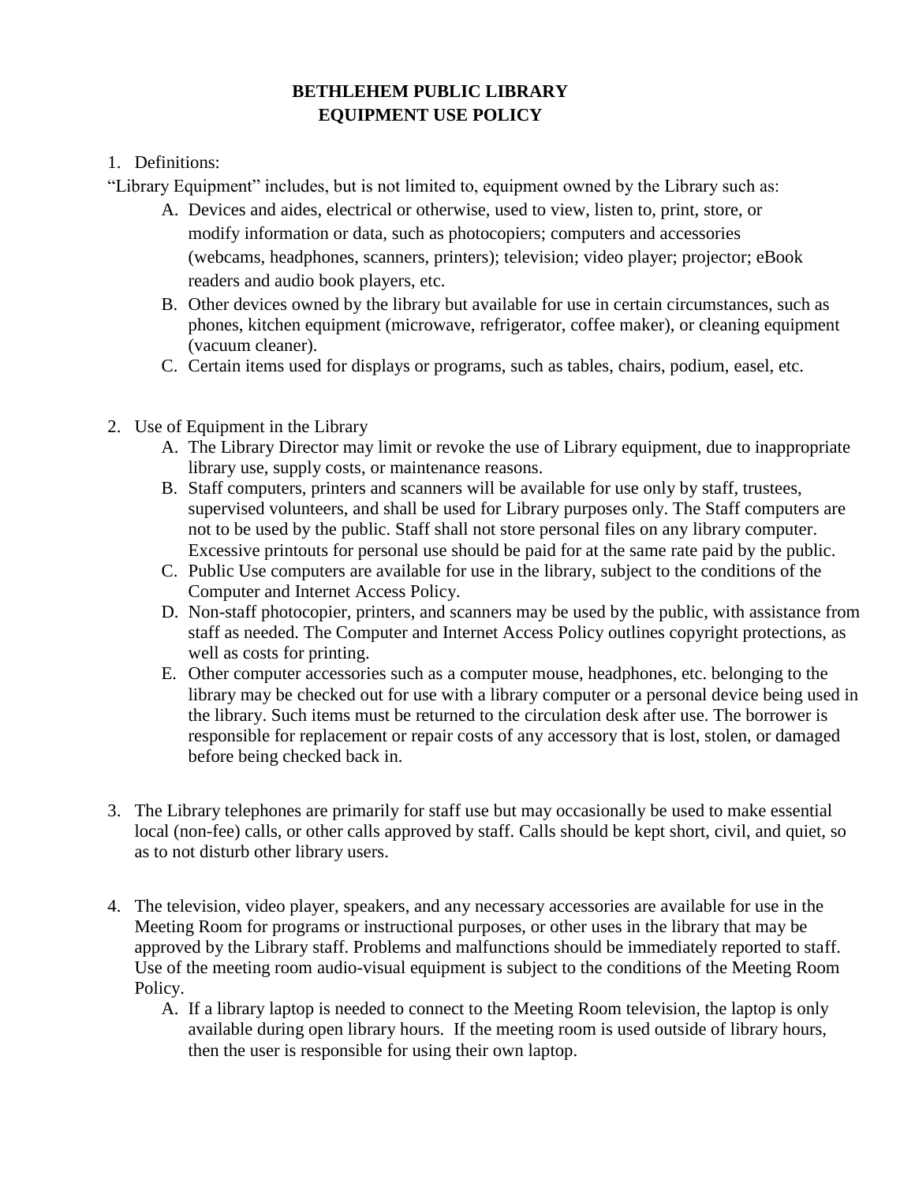# BETHLEHEM PUBLIC LIBRARY
# EQUIPMENT USE POLICY

1. Definitions:

"Library Equipment" includes, but is not limited to, equipment owned by the Library such as:

   A. Devices and aides, electrical or otherwise, used to view, listen to, print, store, or modify information or data, such as photocopiers; computers and accessories (webcams, headphones, scanners, printers); television; video player; projector; eBook readers and audio book players, etc.
   B. Other devices owned by the library but available for use in certain circumstances, such as phones, kitchen equipment (microwave, refrigerator, coffee maker), or cleaning equipment (vacuum cleaner).
   C. Certain items used for displays or programs, such as tables, chairs, podium, easel, etc.

2. Use of Equipment in the Library
   A. The Library Director may limit or revoke the use of Library equipment, due to inappropriate library use, supply costs, or maintenance reasons.
   B. Staff computers, printers and scanners will be available for use only by staff, trustees, supervised volunteers, and shall be used for Library purposes only. The Staff computers are not to be used by the public. Staff shall not store personal files on any library computer. Excessive printouts for personal use should be paid for at the same rate paid by the public.
   C. Public Use computers are available for use in the library, subject to the conditions of the Computer and Internet Access Policy.
   D. Non-staff photocopier, printers, and scanners may be used by the public, with assistance from staff as needed. The Computer and Internet Access Policy outlines copyright protections, as well as costs for printing.
   E. Other computer accessories such as a computer mouse, headphones, etc. belonging to the library may be checked out for use with a library computer or a personal device being used in the library. Such items must be returned to the circulation desk after use. The borrower is responsible for replacement or repair costs of any accessory that is lost, stolen, or damaged before being checked back in.

3. The Library telephones are primarily for staff use but may occasionally be used to make essential local (non-fee) calls, or other calls approved by staff. Calls should be kept short, civil, and quiet, so as to not disturb other library users.

4. The television, video player, speakers, and any necessary accessories are available for use in the Meeting Room for programs or instructional purposes, or other uses in the library that may be approved by the Library staff. Problems and malfunctions should be immediately reported to staff. Use of the meeting room audio-visual equipment is subject to the conditions of the Meeting Room Policy.
   A. If a library laptop is needed to connect to the Meeting Room television, the laptop is only available during open library hours. If the meeting room is used outside of library hours, then the user is responsible for using their own laptop.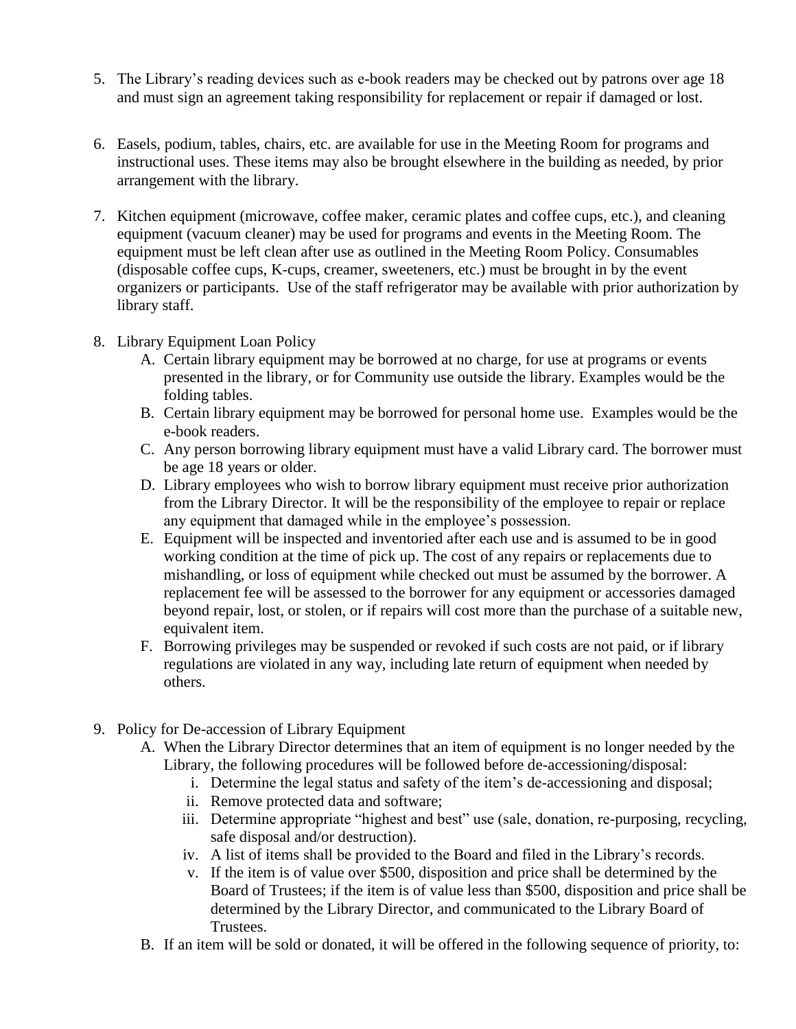5. The Library's reading devices such as e-book readers may be checked out by patrons over age 18 and must sign an agreement taking responsibility for replacement or repair if damaged or lost.

6. Easels, podium, tables, chairs, etc. are available for use in the Meeting Room for programs and instructional uses. These items may also be brought elsewhere in the building as needed, by prior arrangement with the library.

7. Kitchen equipment (microwave, coffee maker, ceramic plates and coffee cups, etc.), and cleaning equipment (vacuum cleaner) may be used for programs and events in the Meeting Room. The equipment must be left clean after use as outlined in the Meeting Room Policy. Consumables (disposable coffee cups, K-cups, creamer, sweeteners, etc.) must be brought in by the event organizers or participants. Use of the staff refrigerator may be available with prior authorization by library staff.

8. Library Equipment Loan Policy
   A. Certain library equipment may be borrowed at no charge, for use at programs or events presented in the library, or for Community use outside the library. Examples would be the folding tables.
   B. Certain library equipment may be borrowed for personal home use. Examples would be the e-book readers.
   C. Any person borrowing library equipment must have a valid Library card. The borrower must be age 18 years or older.
   D. Library employees who wish to borrow library equipment must receive prior authorization from the Library Director. It will be the responsibility of the employee to repair or replace any equipment that damaged while in the employee's possession.
   E. Equipment will be inspected and inventoried after each use and is assumed to be in good working condition at the time of pick up. The cost of any repairs or replacements due to mishandling, or loss of equipment while checked out must be assumed by the borrower. A replacement fee will be assessed to the borrower for any equipment or accessories damaged beyond repair, lost, or stolen, or if repairs will cost more than the purchase of a suitable new, equivalent item.
   F. Borrowing privileges may be suspended or revoked if such costs are not paid, or if library regulations are violated in any way, including late return of equipment when needed by others.

9. Policy for De-accession of Library Equipment
   A. When the Library Director determines that an item of equipment is no longer needed by the Library, the following procedures will be followed before de-accessioning/disposal:
      i. Determine the legal status and safety of the item's de-accessioning and disposal;
      ii. Remove protected data and software;
      iii. Determine appropriate "highest and best" use (sale, donation, re-purposing, recycling, safe disposal and/or destruction).
      iv. A list of items shall be provided to the Board and filed in the Library's records.
      v. If the item is of value over $500, disposition and price shall be determined by the Board of Trustees; if the item is of value less than $500, disposition and price shall be determined by the Library Director, and communicated to the Library Board of Trustees.
   B. If an item will be sold or donated, it will be offered in the following sequence of priority, to: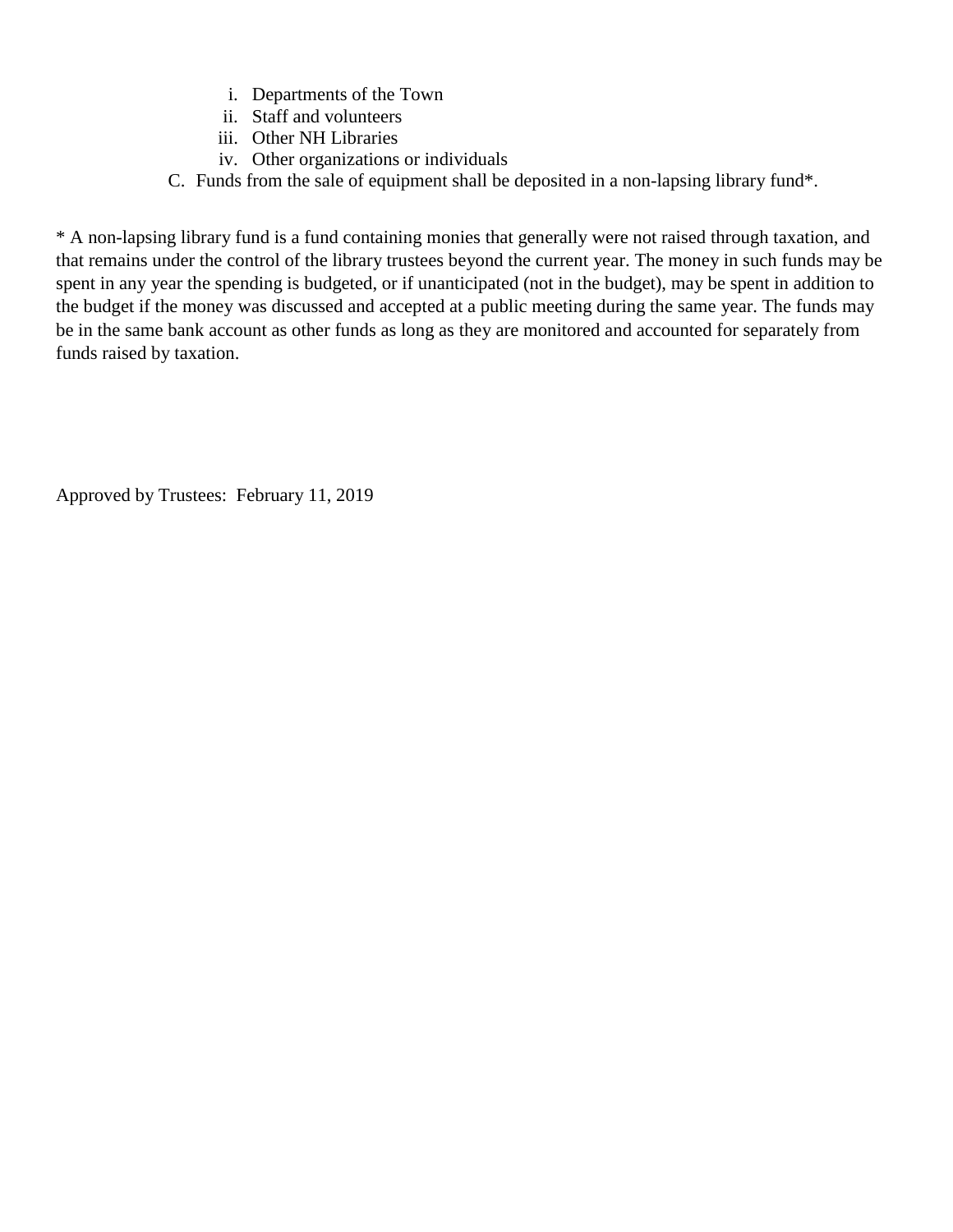i. Departments of the Town
   ii. Staff and volunteers
   iii. Other NH Libraries
   iv. Other organizations or individuals

C. Funds from the sale of equipment shall be deposited in a non-lapsing library fund*.

* A non-lapsing library fund is a fund containing monies that generally were not raised through taxation, and that remains under the control of the library trustees beyond the current year. The money in such funds may be spent in any year the spending is budgeted, or if unanticipated (not in the budget), may be spent in addition to the budget if the money was discussed and accepted at a public meeting during the same year. The funds may be in the same bank account as other funds as long as they are monitored and accounted for separately from funds raised by taxation.

Approved by Trustees: February 11, 2019